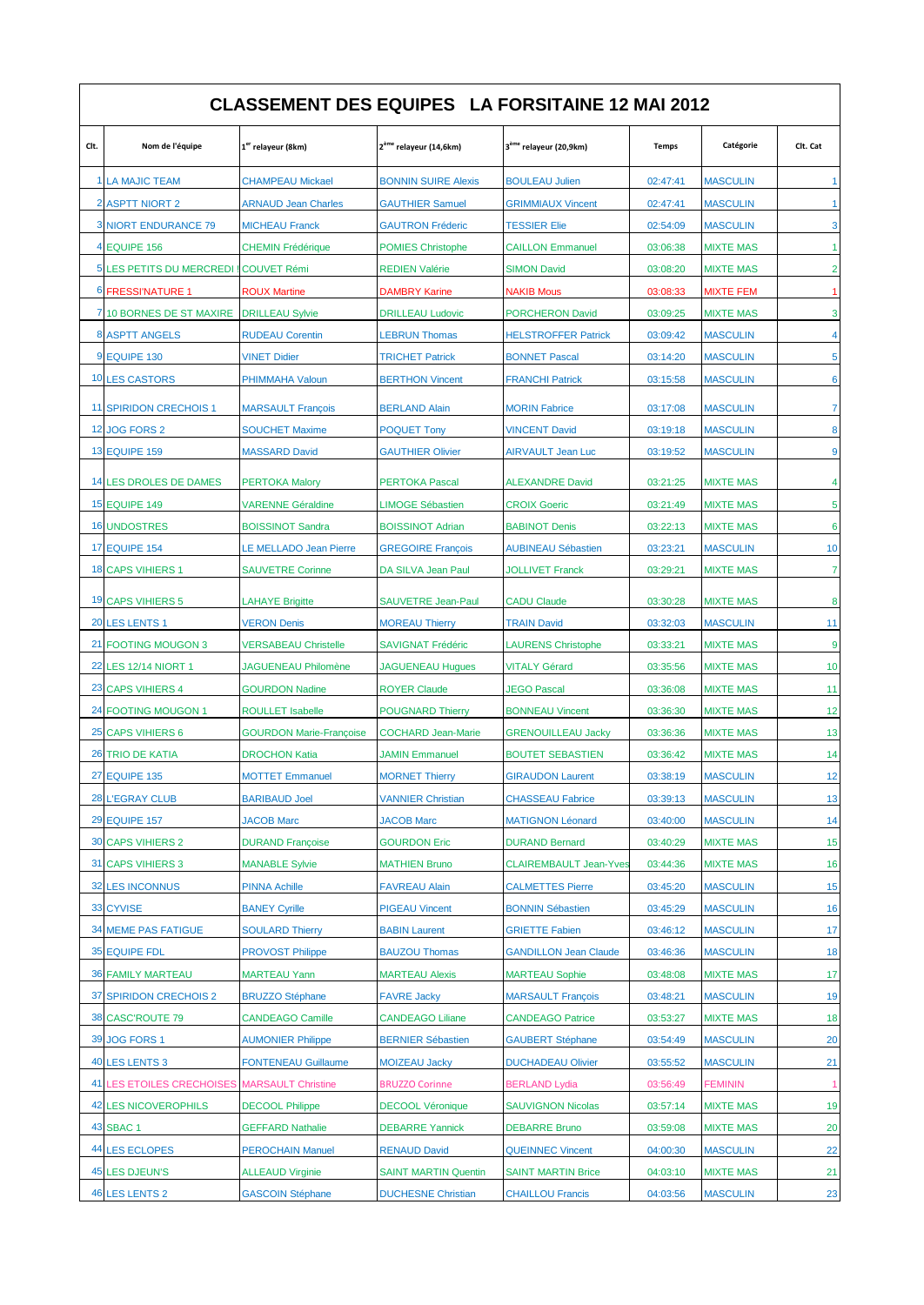# CLASSEMENT DES EQUIPES LA FORSITAINE 12 MAI 2012

| Clt. | Nom de l'équipe | 1er relayeur (8km) | 2ème relayeur (14,6km) | 3ème relayeur (20,9km) | Temps | Catégorie | Clt. Cat |
|---|---|---|---|---|---|---|---|
| 1 | LA MAJIC TEAM | CHAMPEAU Mickael | BONNIN SUIRE Alexis | BOULEAU Julien | 02:47:41 | MASCULIN | 1 |
| 2 | ASPTT NIORT 2 | ARNAUD Jean Charles | GAUTHIER Samuel | GRIMMIAUX Vincent | 02:47:41 | MASCULIN | 1 |
| 3 | NIORT ENDURANCE 79 | MICHEAU Franck | GAUTRON Fréderic | TESSIER Elie | 02:54:09 | MASCULIN | 3 |
| 4 | EQUIPE 156 | CHEMIN Frédérique | POMIES Christophe | CAILLON Emmanuel | 03:06:38 | MIXTE MAS | 1 |
| 5 | LES PETITS DU MERCREDI ! | COUVET Rémi | REDIEN Valérie | SIMON David | 03:08:20 | MIXTE MAS | 2 |
| 6 | FRESSI'NATURE 1 | ROUX Martine | DAMBRY Karine | NAKIB Mous | 03:08:33 | MIXTE FEM | 1 |
| 7 | 10 BORNES DE ST MAXIRE | DRILLEAU Sylvie | DRILLEAU Ludovic | PORCHERON David | 03:09:25 | MIXTE MAS | 3 |
| 8 | ASPTT ANGELS | RUDEAU Corentin | LEBRUN Thomas | HELSTROFFER Patrick | 03:09:42 | MASCULIN | 4 |
| 9 | EQUIPE 130 | VINET Didier | TRICHET Patrick | BONNET Pascal | 03:14:20 | MASCULIN | 5 |
| 10 | LES CASTORS | PHIMMAHA Valoun | BERTHON Vincent | FRANCHI Patrick | 03:15:58 | MASCULIN | 6 |
| 11 | SPIRIDON CRECHOIS 1 | MARSAULT François | BERLAND Alain | MORIN Fabrice | 03:17:08 | MASCULIN | 7 |
| 12 | JOG FORS 2 | SOUCHET Maxime | POQUET Tony | VINCENT David | 03:19:18 | MASCULIN | 8 |
| 13 | EQUIPE 159 | MASSARD David | GAUTHIER Olivier | AIRVAULT Jean Luc | 03:19:52 | MASCULIN | 9 |
| 14 | LES DROLES DE DAMES | PERTOKA Malory | PERTOKA Pascal | ALEXANDRE David | 03:21:25 | MIXTE MAS | 4 |
| 15 | EQUIPE 149 | VARENNE Géraldine | LIMOGE Sébastien | CROIX Goeric | 03:21:49 | MIXTE MAS | 5 |
| 16 | UNDOSTRES | BOISSINOT Sandra | BOISSINOT Adrian | BABINOT Denis | 03:22:13 | MIXTE MAS | 6 |
| 17 | EQUIPE 154 | LE MELLADO Jean Pierre | GREGOIRE François | AUBINEAU Sébastien | 03:23:21 | MASCULIN | 10 |
| 18 | CAPS VIHIERS 1 | SAUVETRE Corinne | DA SILVA Jean Paul | JOLLIVET Franck | 03:29:21 | MIXTE MAS | 7 |
| 19 | CAPS VIHIERS 5 | LAHAYE Brigitte | SAUVETRE Jean-Paul | CADU Claude | 03:30:28 | MIXTE MAS | 8 |
| 20 | LES LENTS 1 | VERON Denis | MOREAU Thierry | TRAIN David | 03:32:03 | MASCULIN | 11 |
| 21 | FOOTING MOUGON 3 | VERSABEAU Christelle | SAVIGNAT Frédéric | LAURENS Christophe | 03:33:21 | MIXTE MAS | 9 |
| 22 | LES 12/14 NIORT 1 | JAGUENEAU Philomène | JAGUENEAU Hugues | VITALY Gérard | 03:35:56 | MIXTE MAS | 10 |
| 23 | CAPS VIHIERS 4 | GOURDON Nadine | ROYER Claude | JEGO Pascal | 03:36:08 | MIXTE MAS | 11 |
| 24 | FOOTING MOUGON 1 | ROULLET Isabelle | POUGNARD Thierry | BONNEAU Vincent | 03:36:30 | MIXTE MAS | 12 |
| 25 | CAPS VIHIERS 6 | GOURDON Marie-Françoise | COCHARD Jean-Marie | GRENOUILLEAU Jacky | 03:36:36 | MIXTE MAS | 13 |
| 26 | TRIO DE KATIA | DROCHON Katia | JAMIN Emmanuel | BOUTET SEBASTIEN | 03:36:42 | MIXTE MAS | 14 |
| 27 | EQUIPE 135 | MOTTET Emmanuel | MORNET Thierry | GIRAUDON Laurent | 03:38:19 | MASCULIN | 12 |
| 28 | L'EGRAY CLUB | BARIBAUD Joel | VANNIER Christian | CHASSEAU Fabrice | 03:39:13 | MASCULIN | 13 |
| 29 | EQUIPE 157 | JACOB Marc | JACOB Marc | MATIGNON Léonard | 03:40:00 | MASCULIN | 14 |
| 30 | CAPS VIHIERS 2 | DURAND Françoise | GOURDON Eric | DURAND Bernard | 03:40:29 | MIXTE MAS | 15 |
| 31 | CAPS VIHIERS 3 | MANABLE Sylvie | MATHIEN Bruno | CLAIREMBAULT Jean-Yves | 03:44:36 | MIXTE MAS | 16 |
| 32 | LES INCONNUS | PINNA Achille | FAVREAU Alain | CALMETTES Pierre | 03:45:20 | MASCULIN | 15 |
| 33 | CYVISE | BANEY Cyrille | PIGEAU Vincent | BONNIN Sébastien | 03:45:29 | MASCULIN | 16 |
| 34 | MEME PAS FATIGUE | SOULARD Thierry | BABIN Laurent | GRIETTE Fabien | 03:46:12 | MASCULIN | 17 |
| 35 | EQUIPE FDL | PROVOST Philippe | BAUZOU Thomas | GANDILLON Jean Claude | 03:46:36 | MASCULIN | 18 |
| 36 | FAMILY MARTEAU | MARTEAU Yann | MARTEAU Alexis | MARTEAU Sophie | 03:48:08 | MIXTE MAS | 17 |
| 37 | SPIRIDON CRECHOIS 2 | BRUZZO Stéphane | FAVRE Jacky | MARSAULT François | 03:48:21 | MASCULIN | 19 |
| 38 | CASC'ROUTE 79 | CANDEAGO Camille | CANDEAGO Liliane | CANDEAGO Patrice | 03:53:27 | MIXTE MAS | 18 |
| 39 | JOG FORS 1 | AUMONIER Philippe | BERNIER Sébastien | GAUBERT Stéphane | 03:54:49 | MASCULIN | 20 |
| 40 | LES LENTS 3 | FONTENEAU Guillaume | MOIZEAU Jacky | DUCHADEAU Olivier | 03:55:52 | MASCULIN | 21 |
| 41 | LES ETOILES CRECHOISES | MARSAULT Christine | BRUZZO Corinne | BERLAND Lydia | 03:56:49 | FEMININ | 1 |
| 42 | LES NICOVEROPHILS | DECOOL Philippe | DECOOL Véronique | SAUVIGNON Nicolas | 03:57:14 | MIXTE MAS | 19 |
| 43 | SBAC 1 | GEFFARD Nathalie | DEBARRE Yannick | DEBARRE Bruno | 03:59:08 | MIXTE MAS | 20 |
| 44 | LES ECLOPES | PEROCHAIN Manuel | RENAUD David | QUEINNEC Vincent | 04:00:30 | MASCULIN | 22 |
| 45 | LES DJEUN'S | ALLEAUD Virginie | SAINT MARTIN Quentin | SAINT MARTIN Brice | 04:03:10 | MIXTE MAS | 21 |
| 46 | LES LENTS 2 | GASCOIN Stéphane | DUCHESNE Christian | CHAILLOU Francis | 04:03:56 | MASCULIN | 23 |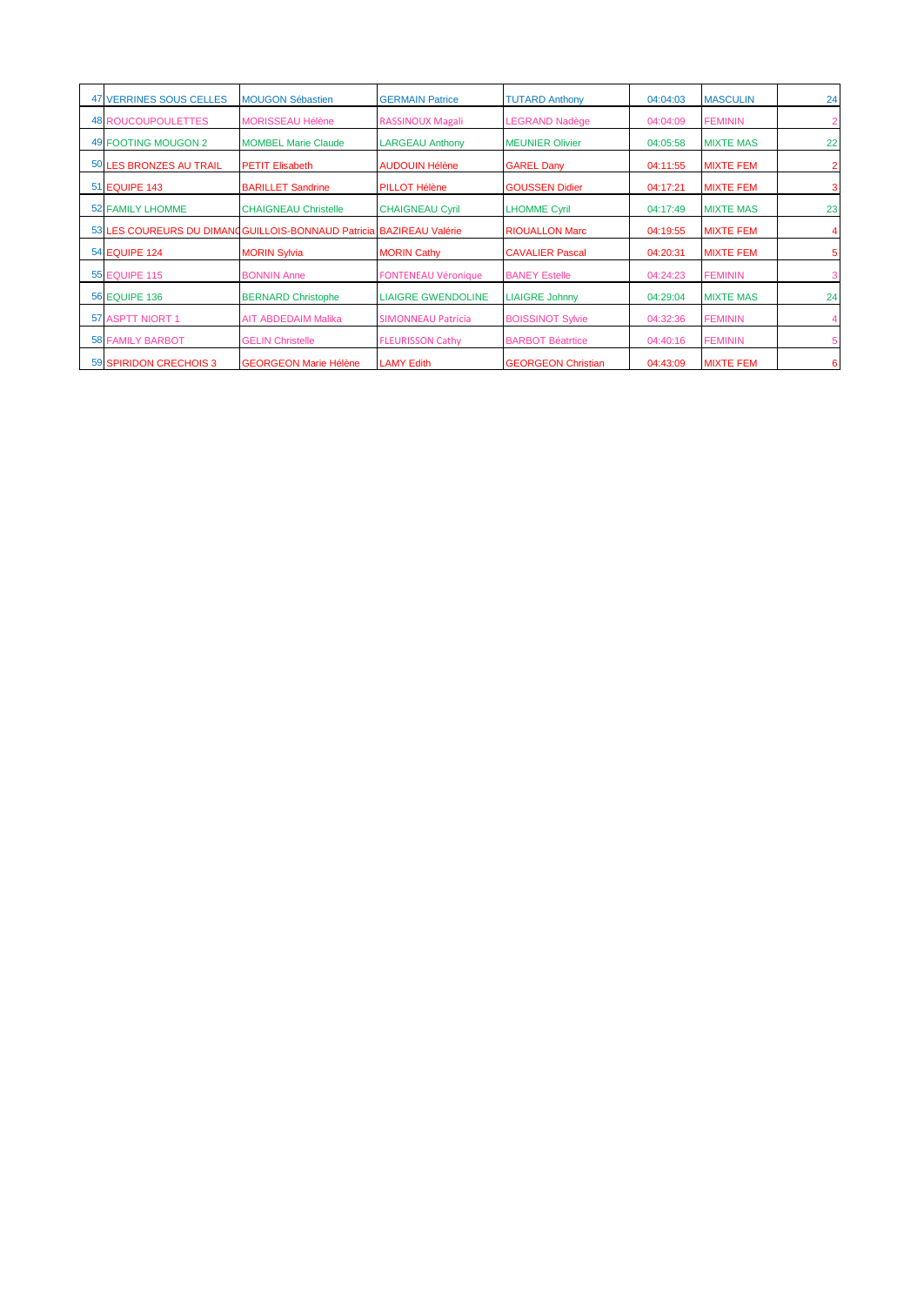| | | | | | | | |
|---|---|---|---|---|---|---|---|
| 47 | VERRINES SOUS CELLES | MOUGON Sébastien | GERMAIN Patrice | TUTARD Anthony | 04:04:03 | MASCULIN | 24 |
| 48 | ROUCOUPOULETTES | MORISSEAU Hélène | RASSINOUX Magali | LEGRAND Nadège | 04:04:09 | FEMININ | 2 |
| 49 | FOOTING MOUGON 2 | MOMBEL Marie Claude | LARGEAU Anthony | MEUNIER Olivier | 04:05:58 | MIXTE MAS | 22 |
| 50 | LES BRONZES AU TRAIL | PETIT Elisabeth | AUDOUIN Hélène | GAREL Dany | 04:11:55 | MIXTE FEM | 2 |
| 51 | EQUIPE 143 | BARILLET Sandrine | PILLOT Hélène | GOUSSEN Didier | 04:17:21 | MIXTE FEM | 3 |
| 52 | FAMILY LHOMME | CHAIGNEAU Christelle | CHAIGNEAU Cyril | LHOMME Cyril | 04:17:49 | MIXTE MAS | 23 |
| 53 | LES COUREURS DU DIMANC | GUILLOIS-BONNAUD Patricia | BAZIREAU Valérie | RIOUALLON Marc | 04:19:55 | MIXTE FEM | 4 |
| 54 | EQUIPE 124 | MORIN Sylvia | MORIN Cathy | CAVALIER Pascal | 04:20:31 | MIXTE FEM | 5 |
| 55 | EQUIPE 115 | BONNIN Anne | FONTENEAU Véronique | BANEY Estelle | 04:24:23 | FEMININ | 3 |
| 56 | EQUIPE 136 | BERNARD Christophe | LIAIGRE GWENDOLINE | LIAIGRE Johnny | 04:29:04 | MIXTE MAS | 24 |
| 57 | ASPTT NIORT 1 | AIT ABDEDAIM Malika | SIMONNEAU Patricia | BOISSINOT Sylvie | 04:32:36 | FEMININ | 4 |
| 58 | FAMILY BARBOT | GELIN Christelle | FLEURISSON Cathy | BARBOT Béatrtice | 04:40:16 | FEMININ | 5 |
| 59 | SPIRIDON CRECHOIS 3 | GEORGEON Marie Hélène | LAMY Edith | GEORGEON Christian | 04:43:09 | MIXTE FEM | 6 |